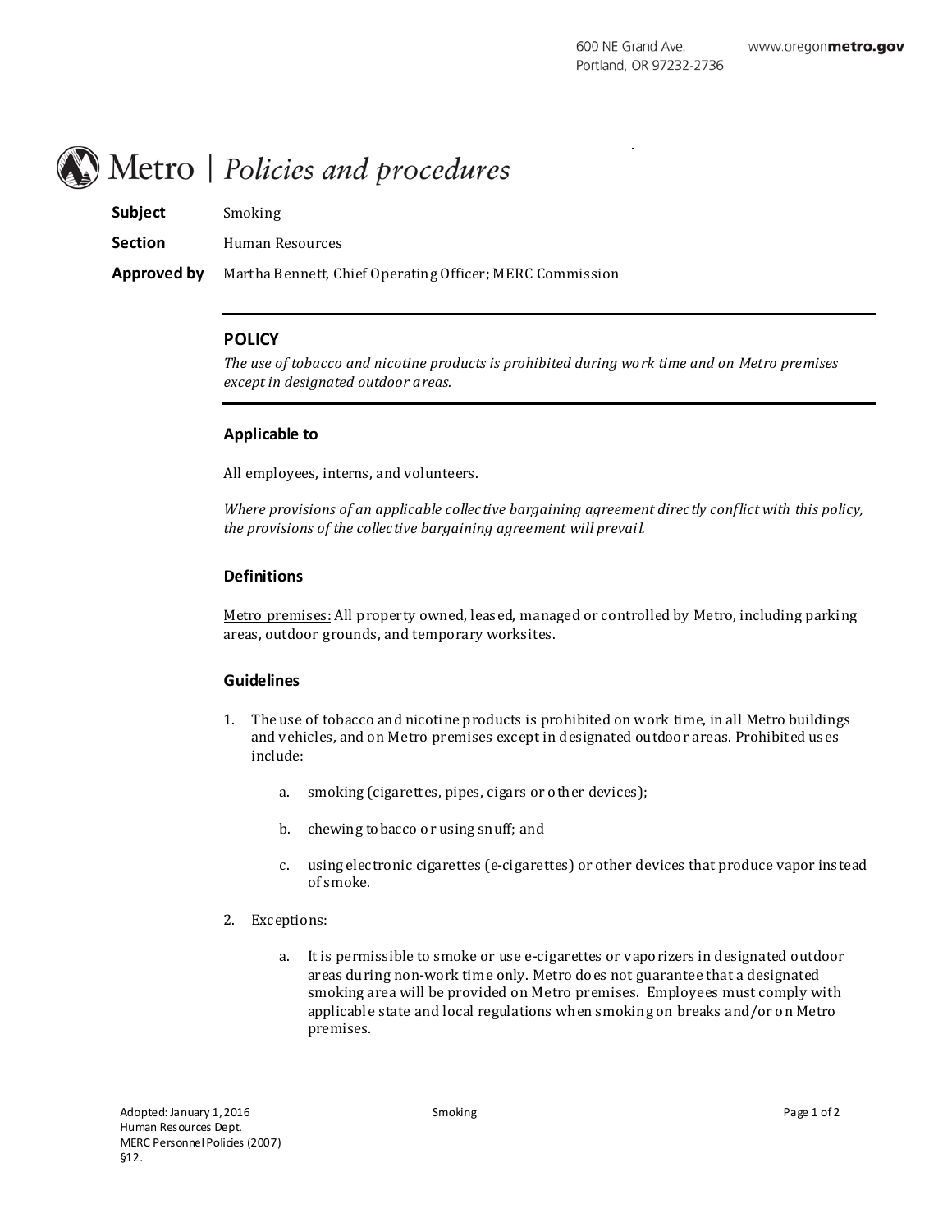600 NE Grand Ave.
Portland, OR 97232-2736

www.oregonmetro.gov

# Metro | *Policies and procedures*

**Subject** Smoking

**Section** Human Resources

**Approved by** Martha Bennett, Chief Operating Officer; MERC Commission

---

## POLICY

*The use of tobacco and nicotine products is prohibited during work time and on Metro premises except in designated outdoor areas.*

---

### Applicable to

All employees, interns, and volunteers.

*Where provisions of an applicable collective bargaining agreement directly conflict with this policy, the provisions of the collective bargaining agreement will prevail.*

### Definitions

<u>Metro premises:</u> All property owned, leased, managed or controlled by Metro, including parking areas, outdoor grounds, and temporary worksites.

### Guidelines

1. The use of tobacco and nicotine products is prohibited on work time, in all Metro buildings and vehicles, and on Metro premises except in designated outdoor areas. Prohibited uses include:

    a. smoking (cigarettes, pipes, cigars or other devices);

    b. chewing tobacco or using snuff; and

    c. using electronic cigarettes (e-cigarettes) or other devices that produce vapor instead of smoke.

2. Exceptions:

    a. It is permissible to smoke or use e-cigarettes or vaporizers in designated outdoor areas during non-work time only. Metro does not guarantee that a designated smoking area will be provided on Metro premises. Employees must comply with applicable state and local regulations when smoking on breaks and/or on Metro premises.

Adopted: January 1, 2016
Human Resources Dept.
MERC Personnel Policies (2007) §12.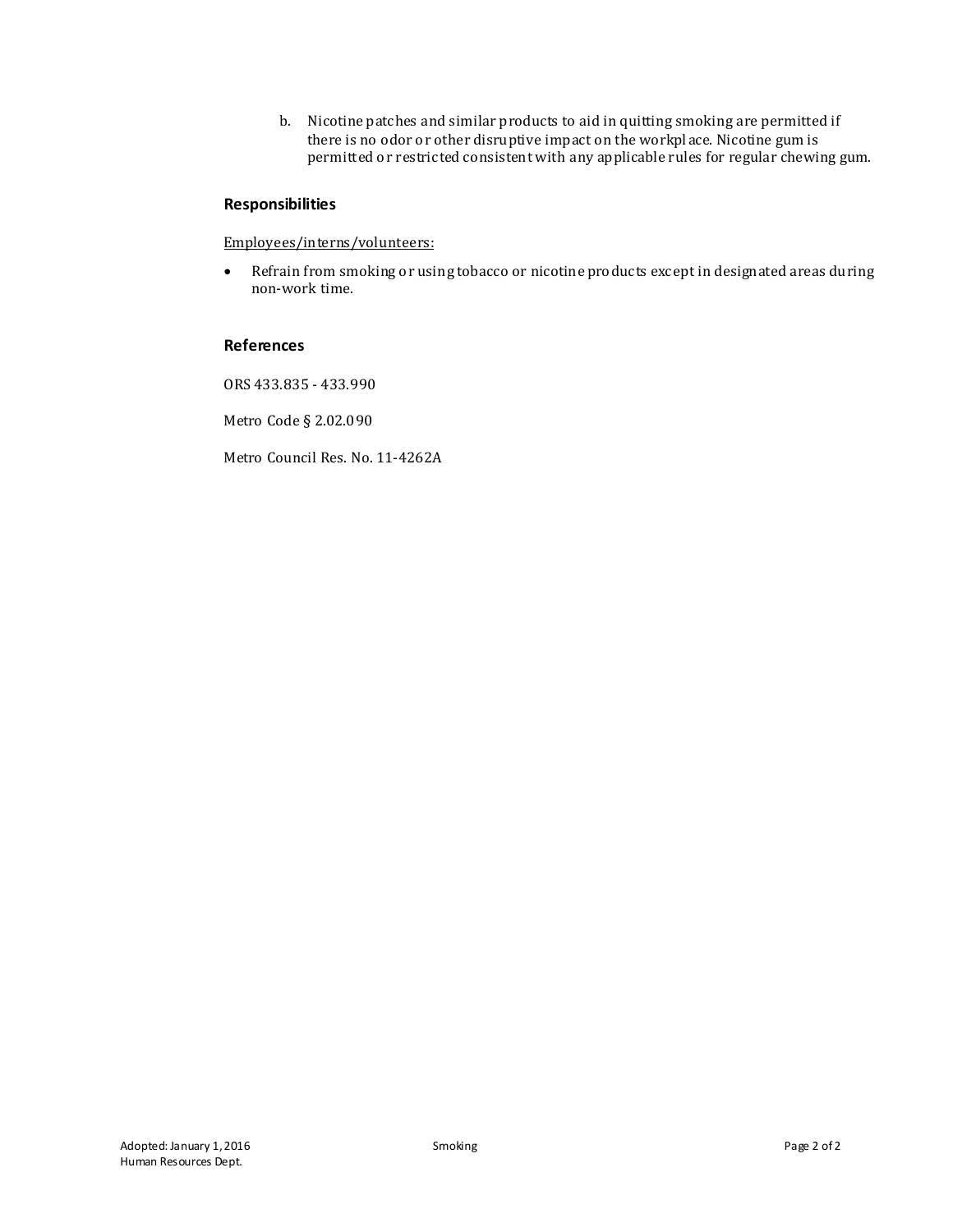b. Nicotine patches and similar products to aid in quitting smoking are permitted if there is no odor or other disruptive impact on the workplace. Nicotine gum is permitted or restricted consistent with any applicable rules for regular chewing gum.

### Responsibilities

Employees/interns/volunteers:

- Refrain from smoking or using tobacco or nicotine products except in designated areas during non-work time.

### References

ORS 433.835 - 433.990

Metro Code § 2.02.090

Metro Council Res. No. 11-4262A